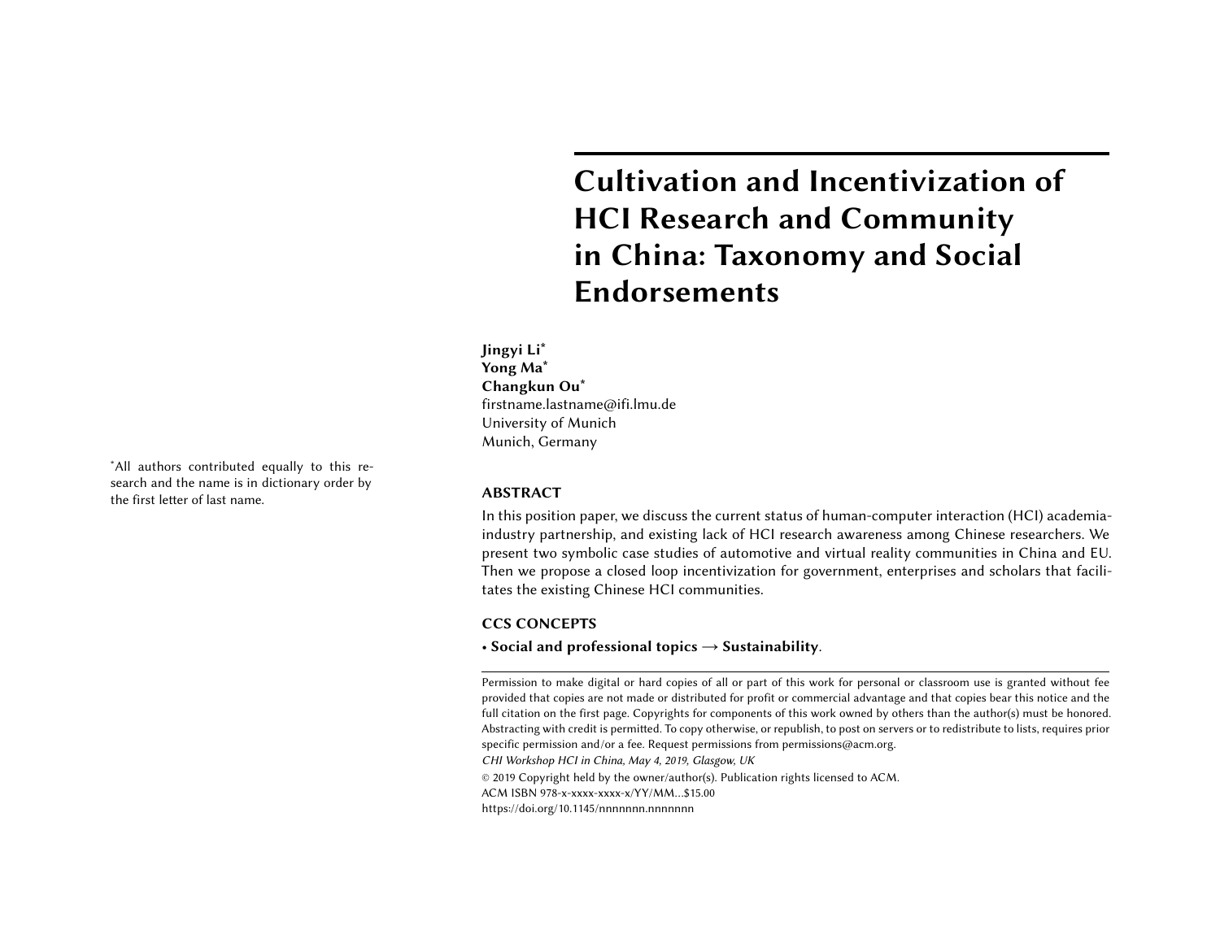# Cultivation and Incentivization of HCI Research and Community in China: Taxonomy and Social Endorsements

**Jingyi Li***
**Yong Ma***
**Changkun Ou***
firstname.lastname@ifi.lmu.de
University of Munich
Munich, Germany

*All authors contributed equally to this research and the name is in dictionary order by the first letter of last name.

## ABSTRACT

In this position paper, we discuss the current status of human-computer interaction (HCI) academia-industry partnership, and existing lack of HCI research awareness among Chinese researchers. We present two symbolic case studies of automotive and virtual reality communities in China and EU. Then we propose a closed loop incentivization for government, enterprises and scholars that facilitates the existing Chinese HCI communities.

## CCS CONCEPTS

• **Social and professional topics → Sustainability**.

Permission to make digital or hard copies of all or part of this work for personal or classroom use is granted without fee provided that copies are not made or distributed for profit or commercial advantage and that copies bear this notice and the full citation on the first page. Copyrights for components of this work owned by others than the author(s) must be honored. Abstracting with credit is permitted. To copy otherwise, or republish, to post on servers or to redistribute to lists, requires prior specific permission and/or a fee. Request permissions from permissions@acm.org.

*CHI Workshop HCI in China, May 4, 2019, Glasgow, UK*

© 2019 Copyright held by the owner/author(s). Publication rights licensed to ACM.
ACM ISBN 978-x-xxxx-xxxx-x/YY/MM...$15.00
https://doi.org/10.1145/nnnnnnn.nnnnnnn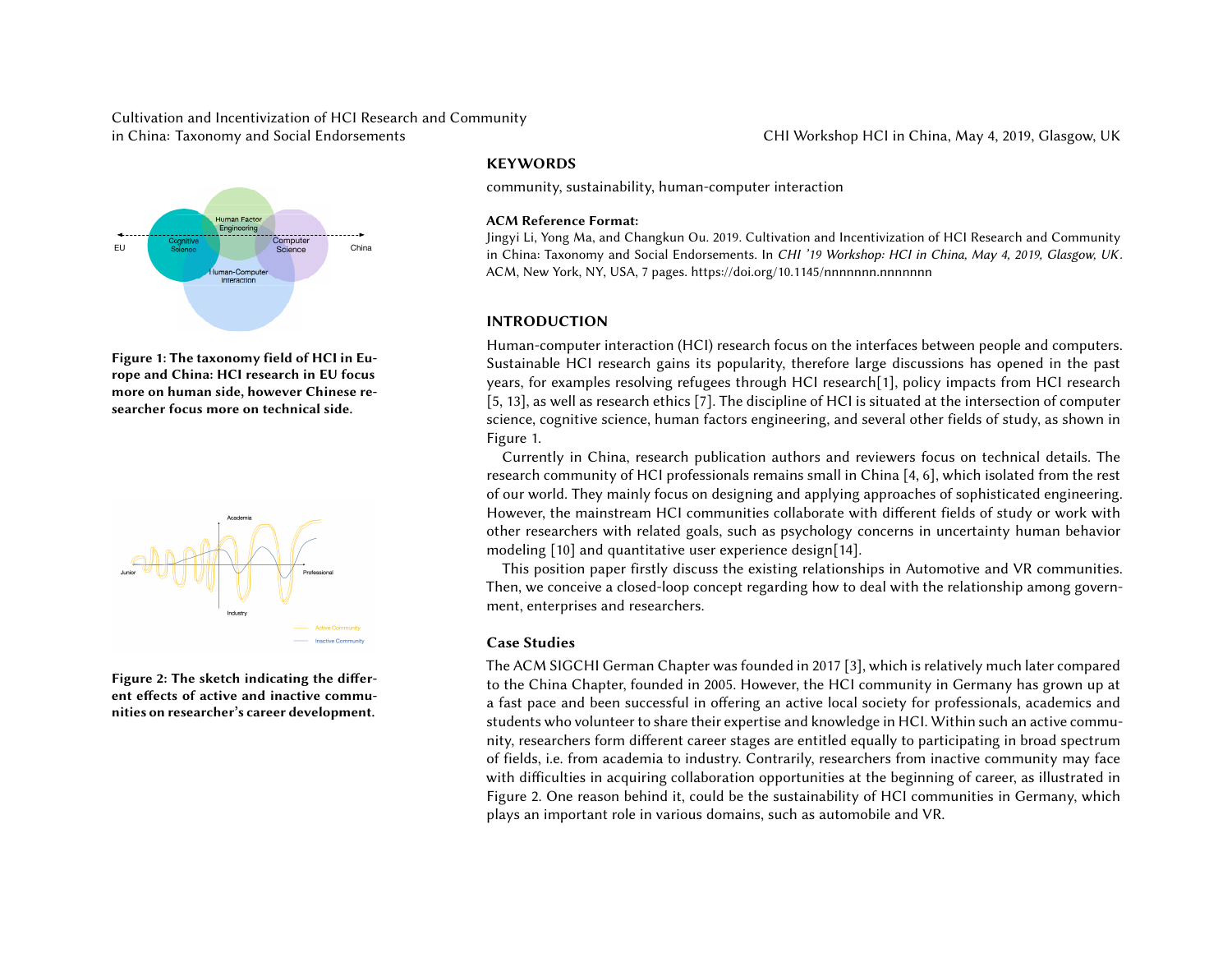Figure 1: The taxonomy field of HCI in Europe and China: HCI research in EU focus more on human side, however Chinese researcher focus more on technical side.

Figure 2: The sketch indicating the different effects of active and inactive communities on researcher's career development.

## KEYWORDS

community, sustainability, human-computer interaction

**ACM Reference Format:**

Jingyi Li, Yong Ma, and Changkun Ou. 2019. Cultivation and Incentivization of HCI Research and Community in China: Taxonomy and Social Endorsements. In *CHI '19 Workshop: HCI in China, May 4, 2019, Glasgow, UK*. ACM, New York, NY, USA, 7 pages. https://doi.org/10.1145/nnnnnnn.nnnnnnn

## INTRODUCTION

Human-computer interaction (HCI) research focus on the interfaces between people and computers. Sustainable HCI research gains its popularity, therefore large discussions has opened in the past years, for examples resolving refugees through HCI research[1], policy impacts from HCI research [5, 13], as well as research ethics [7]. The discipline of HCI is situated at the intersection of computer science, cognitive science, human factors engineering, and several other fields of study, as shown in Figure 1.

Currently in China, research publication authors and reviewers focus on technical details. The research community of HCI professionals remains small in China [4, 6], which isolated from the rest of our world. They mainly focus on designing and applying approaches of sophisticated engineering. However, the mainstream HCI communities collaborate with different fields of study or work with other researchers with related goals, such as psychology concerns in uncertainty human behavior modeling [10] and quantitative user experience design[14].

This position paper firstly discuss the existing relationships in Automotive and VR communities. Then, we conceive a closed-loop concept regarding how to deal with the relationship among government, enterprises and researchers.

### Case Studies

The ACM SIGCHI German Chapter was founded in 2017 [3], which is relatively much later compared to the China Chapter, founded in 2005. However, the HCI community in Germany has grown up at a fast pace and been successful in offering an active local society for professionals, academics and students who volunteer to share their expertise and knowledge in HCI. Within such an active community, researchers form different career stages are entitled equally to participating in broad spectrum of fields, i.e. from academia to industry. Contrarily, researchers from inactive community may face with difficulties in acquiring collaboration opportunities at the beginning of career, as illustrated in Figure 2. One reason behind it, could be the sustainability of HCI communities in Germany, which plays an important role in various domains, such as automobile and VR.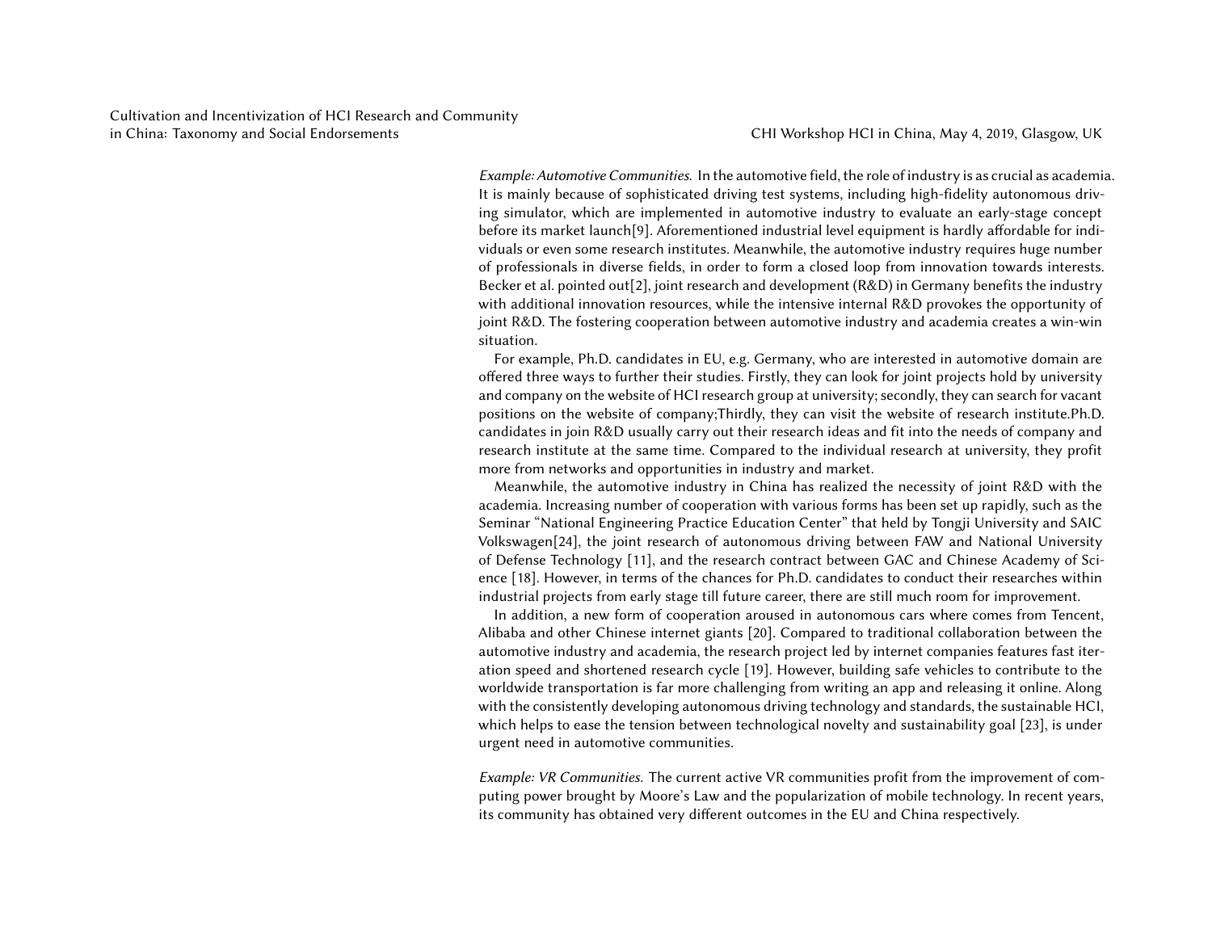*Example: Automotive Communities.* In the automotive field, the role of industry is as crucial as academia. It is mainly because of sophisticated driving test systems, including high-fidelity autonomous driving simulator, which are implemented in automotive industry to evaluate an early-stage concept before its market launch[9]. Aforementioned industrial level equipment is hardly affordable for individuals or even some research institutes. Meanwhile, the automotive industry requires huge number of professionals in diverse fields, in order to form a closed loop from innovation towards interests. Becker et al. pointed out[2], joint research and development (R&D) in Germany benefits the industry with additional innovation resources, while the intensive internal R&D provokes the opportunity of joint R&D. The fostering cooperation between automotive industry and academia creates a win-win situation.

For example, Ph.D. candidates in EU, e.g. Germany, who are interested in automotive domain are offered three ways to further their studies. Firstly, they can look for joint projects hold by university and company on the website of HCI research group at university; secondly, they can search for vacant positions on the website of company;Thirdly, they can visit the website of research institute.Ph.D. candidates in join R&D usually carry out their research ideas and fit into the needs of company and research institute at the same time. Compared to the individual research at university, they profit more from networks and opportunities in industry and market.

Meanwhile, the automotive industry in China has realized the necessity of joint R&D with the academia. Increasing number of cooperation with various forms has been set up rapidly, such as the Seminar "National Engineering Practice Education Center" that held by Tongji University and SAIC Volkswagen[24], the joint research of autonomous driving between FAW and National University of Defense Technology [11], and the research contract between GAC and Chinese Academy of Science [18]. However, in terms of the chances for Ph.D. candidates to conduct their researches within industrial projects from early stage till future career, there are still much room for improvement.

In addition, a new form of cooperation aroused in autonomous cars where comes from Tencent, Alibaba and other Chinese internet giants [20]. Compared to traditional collaboration between the automotive industry and academia, the research project led by internet companies features fast iteration speed and shortened research cycle [19]. However, building safe vehicles to contribute to the worldwide transportation is far more challenging from writing an app and releasing it online. Along with the consistently developing autonomous driving technology and standards, the sustainable HCI, which helps to ease the tension between technological novelty and sustainability goal [23], is under urgent need in automotive communities.

*Example: VR Communities.* The current active VR communities profit from the improvement of computing power brought by Moore's Law and the popularization of mobile technology. In recent years, its community has obtained very different outcomes in the EU and China respectively.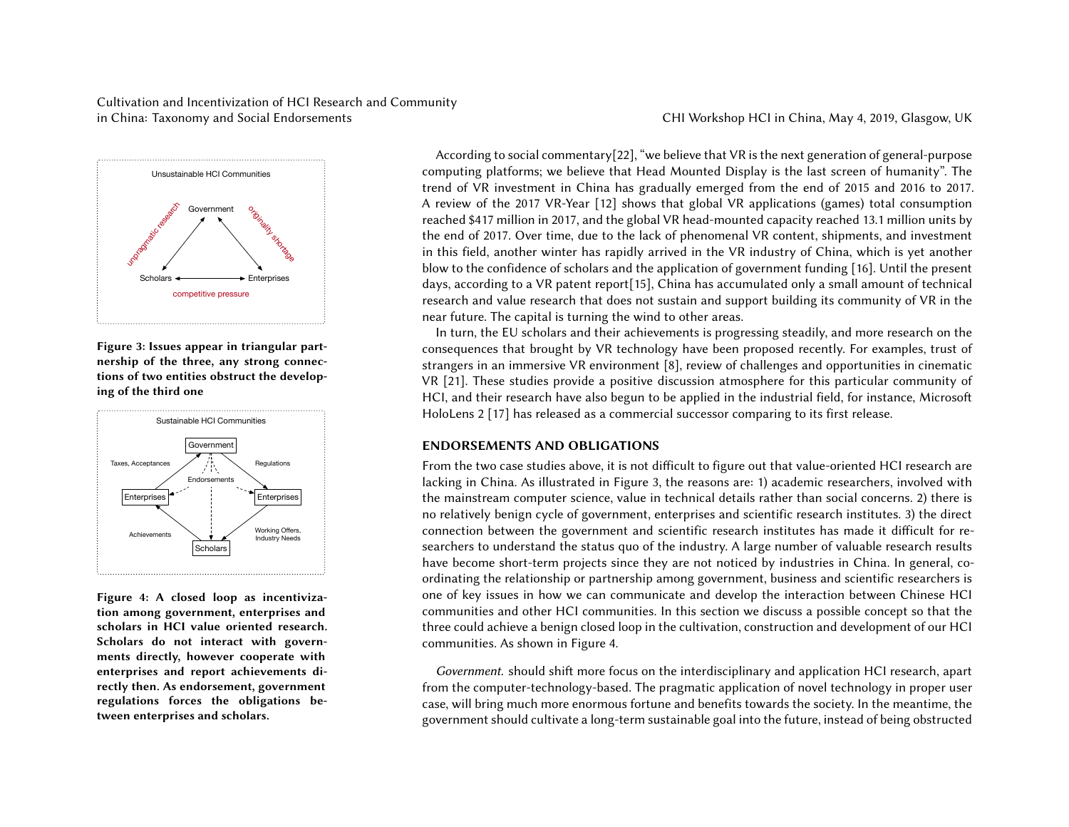Figure 3: Issues appear in triangular partnership of the three, any strong connections of two entities obstruct the developing of the third one

Figure 4: A closed loop as incentivization among government, enterprises and scholars in HCI value oriented research. Scholars do not interact with governments directly, however cooperate with enterprises and report achievements directly then. As endorsement, government regulations forces the obligations between enterprises and scholars.

According to social commentary[22], "we believe that VR is the next generation of general-purpose computing platforms; we believe that Head Mounted Display is the last screen of humanity". The trend of VR investment in China has gradually emerged from the end of 2015 and 2016 to 2017. A review of the 2017 VR-Year [12] shows that global VR applications (games) total consumption reached $417 million in 2017, and the global VR head-mounted capacity reached 13.1 million units by the end of 2017. Over time, due to the lack of phenomenal VR content, shipments, and investment in this field, another winter has rapidly arrived in the VR industry of China, which is yet another blow to the confidence of scholars and the application of government funding [16]. Until the present days, according to a VR patent report[15], China has accumulated only a small amount of technical research and value research that does not sustain and support building its community of VR in the near future. The capital is turning the wind to other areas.

In turn, the EU scholars and their achievements is progressing steadily, and more research on the consequences that brought by VR technology have been proposed recently. For examples, trust of strangers in an immersive VR environment [8], review of challenges and opportunities in cinematic VR [21]. These studies provide a positive discussion atmosphere for this particular community of HCI, and their research have also begun to be applied in the industrial field, for instance, Microsoft HoloLens 2 [17] has released as a commercial successor comparing to its first release.

## ENDORSEMENTS AND OBLIGATIONS

From the two case studies above, it is not difficult to figure out that value-oriented HCI research are lacking in China. As illustrated in Figure 3, the reasons are: 1) academic researchers, involved with the mainstream computer science, value in technical details rather than social concerns. 2) there is no relatively benign cycle of government, enterprises and scientific research institutes. 3) the direct connection between the government and scientific research institutes has made it difficult for researchers to understand the status quo of the industry. A large number of valuable research results have become short-term projects since they are not noticed by industries in China. In general, coordinating the relationship or partnership among government, business and scientific researchers is one of key issues in how we can communicate and develop the interaction between Chinese HCI communities and other HCI communities. In this section we discuss a possible concept so that the three could achieve a benign closed loop in the cultivation, construction and development of our HCI communities. As shown in Figure 4.

*Government.* should shift more focus on the interdisciplinary and application HCI research, apart from the computer-technology-based. The pragmatic application of novel technology in proper user case, will bring much more enormous fortune and benefits towards the society. In the meantime, the government should cultivate a long-term sustainable goal into the future, instead of being obstructed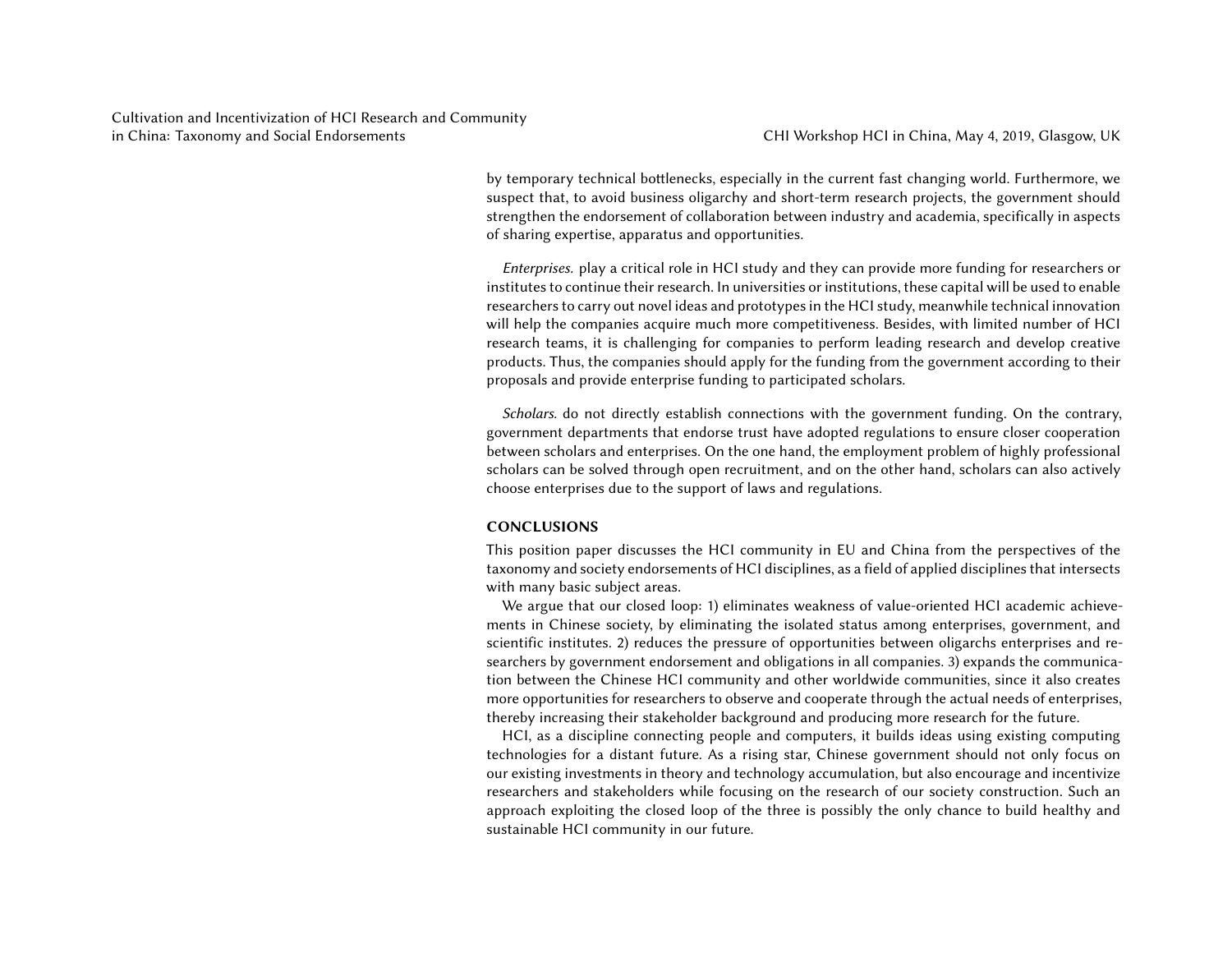by temporary technical bottlenecks, especially in the current fast changing world. Furthermore, we suspect that, to avoid business oligarchy and short-term research projects, the government should strengthen the endorsement of collaboration between industry and academia, specifically in aspects of sharing expertise, apparatus and opportunities.

*Enterprises.* play a critical role in HCI study and they can provide more funding for researchers or institutes to continue their research. In universities or institutions, these capital will be used to enable researchers to carry out novel ideas and prototypes in the HCI study, meanwhile technical innovation will help the companies acquire much more competitiveness. Besides, with limited number of HCI research teams, it is challenging for companies to perform leading research and develop creative products. Thus, the companies should apply for the funding from the government according to their proposals and provide enterprise funding to participated scholars.

*Scholars.* do not directly establish connections with the government funding. On the contrary, government departments that endorse trust have adopted regulations to ensure closer cooperation between scholars and enterprises. On the one hand, the employment problem of highly professional scholars can be solved through open recruitment, and on the other hand, scholars can also actively choose enterprises due to the support of laws and regulations.

## CONCLUSIONS

This position paper discusses the HCI community in EU and China from the perspectives of the taxonomy and society endorsements of HCI disciplines, as a field of applied disciplines that intersects with many basic subject areas.

We argue that our closed loop: 1) eliminates weakness of value-oriented HCI academic achievements in Chinese society, by eliminating the isolated status among enterprises, government, and scientific institutes. 2) reduces the pressure of opportunities between oligarchs enterprises and researchers by government endorsement and obligations in all companies. 3) expands the communication between the Chinese HCI community and other worldwide communities, since it also creates more opportunities for researchers to observe and cooperate through the actual needs of enterprises, thereby increasing their stakeholder background and producing more research for the future.

HCI, as a discipline connecting people and computers, it builds ideas using existing computing technologies for a distant future. As a rising star, Chinese government should not only focus on our existing investments in theory and technology accumulation, but also encourage and incentivize researchers and stakeholders while focusing on the research of our society construction. Such an approach exploiting the closed loop of the three is possibly the only chance to build healthy and sustainable HCI community in our future.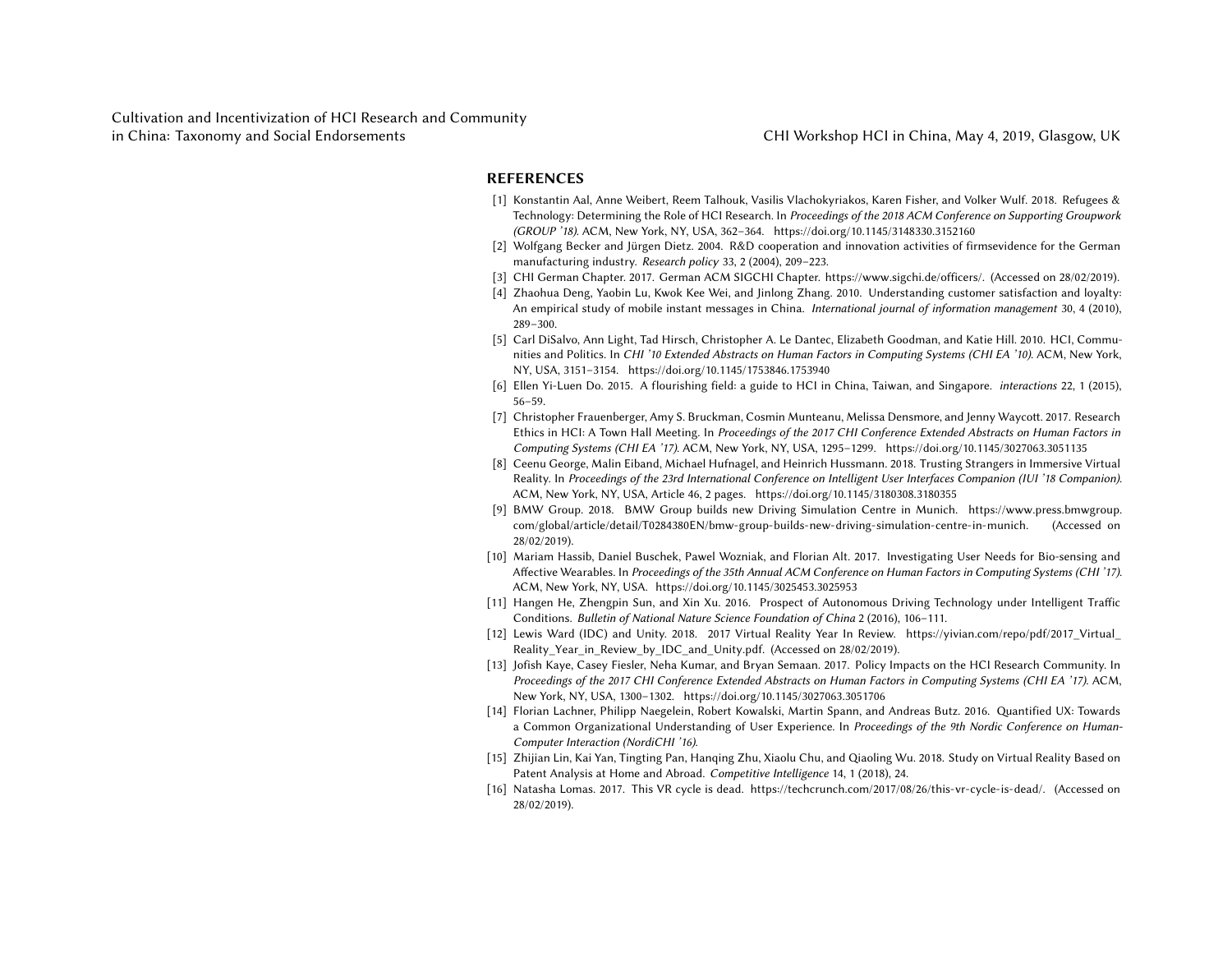## REFERENCES

[1] Konstantin Aal, Anne Weibert, Reem Talhouk, Vasilis Vlachokyriakos, Karen Fisher, and Volker Wulf. 2018. Refugees & Technology: Determining the Role of HCI Research. In *Proceedings of the 2018 ACM Conference on Supporting Groupwork (GROUP '18)*. ACM, New York, NY, USA, 362–364. https://doi.org/10.1145/3148330.3152160

[2] Wolfgang Becker and Jürgen Dietz. 2004. R&D cooperation and innovation activities of firmsevidence for the German manufacturing industry. *Research policy* 33, 2 (2004), 209–223.

[3] CHI German Chapter. 2017. German ACM SIGCHI Chapter. https://www.sigchi.de/officers/. (Accessed on 28/02/2019).

[4] Zhaohua Deng, Yaobin Lu, Kwok Kee Wei, and Jinlong Zhang. 2010. Understanding customer satisfaction and loyalty: An empirical study of mobile instant messages in China. *International journal of information management* 30, 4 (2010), 289–300.

[5] Carl DiSalvo, Ann Light, Tad Hirsch, Christopher A. Le Dantec, Elizabeth Goodman, and Katie Hill. 2010. HCI, Communities and Politics. In *CHI '10 Extended Abstracts on Human Factors in Computing Systems (CHI EA '10)*. ACM, New York, NY, USA, 3151–3154. https://doi.org/10.1145/1753846.1753940

[6] Ellen Yi-Luen Do. 2015. A flourishing field: a guide to HCI in China, Taiwan, and Singapore. *interactions* 22, 1 (2015), 56–59.

[7] Christopher Frauenberger, Amy S. Bruckman, Cosmin Munteanu, Melissa Densmore, and Jenny Waycott. 2017. Research Ethics in HCI: A Town Hall Meeting. In *Proceedings of the 2017 CHI Conference Extended Abstracts on Human Factors in Computing Systems (CHI EA '17)*. ACM, New York, NY, USA, 1295–1299. https://doi.org/10.1145/3027063.3051135

[8] Ceenu George, Malin Eiband, Michael Hufnagel, and Heinrich Hussmann. 2018. Trusting Strangers in Immersive Virtual Reality. In *Proceedings of the 23rd International Conference on Intelligent User Interfaces Companion (IUI '18 Companion)*. ACM, New York, NY, USA, Article 46, 2 pages. https://doi.org/10.1145/3180308.3180355

[9] BMW Group. 2018. BMW Group builds new Driving Simulation Centre in Munich. https://www.press.bmwgroup.com/global/article/detail/T0284380EN/bmw-group-builds-new-driving-simulation-centre-in-munich. (Accessed on 28/02/2019).

[10] Mariam Hassib, Daniel Buschek, Pawel Wozniak, and Florian Alt. 2017. Investigating User Needs for Bio-sensing and Affective Wearables. In *Proceedings of the 35th Annual ACM Conference on Human Factors in Computing Systems (CHI '17)*. ACM, New York, NY, USA. https://doi.org/10.1145/3025453.3025953

[11] Hangen He, Zhengpin Sun, and Xin Xu. 2016. Prospect of Autonomous Driving Technology under Intelligent Traffic Conditions. *Bulletin of National Nature Science Foundation of China* 2 (2016), 106–111.

[12] Lewis Ward (IDC) and Unity. 2018. 2017 Virtual Reality Year In Review. https://yivian.com/repo/pdf/2017_Virtual_Reality_Year_in_Review_by_IDC_and_Unity.pdf. (Accessed on 28/02/2019).

[13] Jofish Kaye, Casey Fiesler, Neha Kumar, and Bryan Semaan. 2017. Policy Impacts on the HCI Research Community. In *Proceedings of the 2017 CHI Conference Extended Abstracts on Human Factors in Computing Systems (CHI EA '17)*. ACM, New York, NY, USA, 1300–1302. https://doi.org/10.1145/3027063.3051706

[14] Florian Lachner, Philipp Naegelein, Robert Kowalski, Martin Spann, and Andreas Butz. 2016. Quantified UX: Towards a Common Organizational Understanding of User Experience. In *Proceedings of the 9th Nordic Conference on Human-Computer Interaction (NordiCHI '16)*.

[15] Zhijian Lin, Kai Yan, Tingting Pan, Hanqing Zhu, Xiaolu Chu, and Qiaoling Wu. 2018. Study on Virtual Reality Based on Patent Analysis at Home and Abroad. *Competitive Intelligence* 14, 1 (2018), 24.

[16] Natasha Lomas. 2017. This VR cycle is dead. https://techcrunch.com/2017/08/26/this-vr-cycle-is-dead/. (Accessed on 28/02/2019).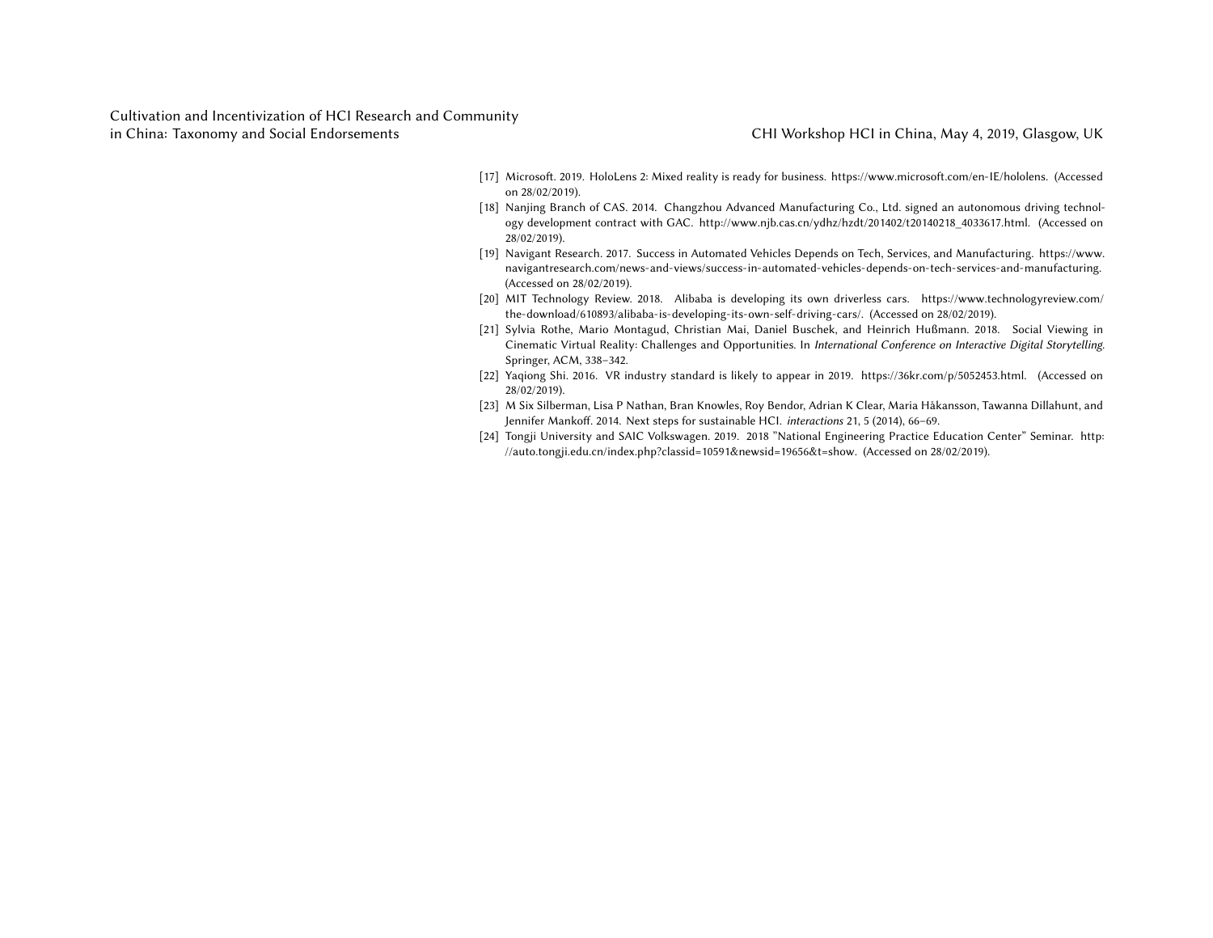[17] Microsoft. 2019. HoloLens 2: Mixed reality is ready for business. https://www.microsoft.com/en-IE/hololens. (Accessed on 28/02/2019).

[18] Nanjing Branch of CAS. 2014. Changzhou Advanced Manufacturing Co., Ltd. signed an autonomous driving technology development contract with GAC. http://www.njb.cas.cn/ydhz/hzdt/201402/t20140218_4033617.html. (Accessed on 28/02/2019).

[19] Navigant Research. 2017. Success in Automated Vehicles Depends on Tech, Services, and Manufacturing. https://www.navigantresearch.com/news-and-views/success-in-automated-vehicles-depends-on-tech-services-and-manufacturing. (Accessed on 28/02/2019).

[20] MIT Technology Review. 2018. Alibaba is developing its own driverless cars. https://www.technologyreview.com/the-download/610893/alibaba-is-developing-its-own-self-driving-cars/. (Accessed on 28/02/2019).

[21] Sylvia Rothe, Mario Montagud, Christian Mai, Daniel Buschek, and Heinrich Hußmann. 2018. Social Viewing in Cinematic Virtual Reality: Challenges and Opportunities. In *International Conference on Interactive Digital Storytelling*. Springer, ACM, 338–342.

[22] Yaqiong Shi. 2016. VR industry standard is likely to appear in 2019. https://36kr.com/p/5052453.html. (Accessed on 28/02/2019).

[23] M Six Silberman, Lisa P Nathan, Bran Knowles, Roy Bendor, Adrian K Clear, Maria Håkansson, Tawanna Dillahunt, and Jennifer Mankoff. 2014. Next steps for sustainable HCI. *interactions* 21, 5 (2014), 66–69.

[24] Tongji University and SAIC Volkswagen. 2019. 2018 "National Engineering Practice Education Center" Seminar. http://auto.tongji.edu.cn/index.php?classid=10591&newsid=19656&t=show. (Accessed on 28/02/2019).